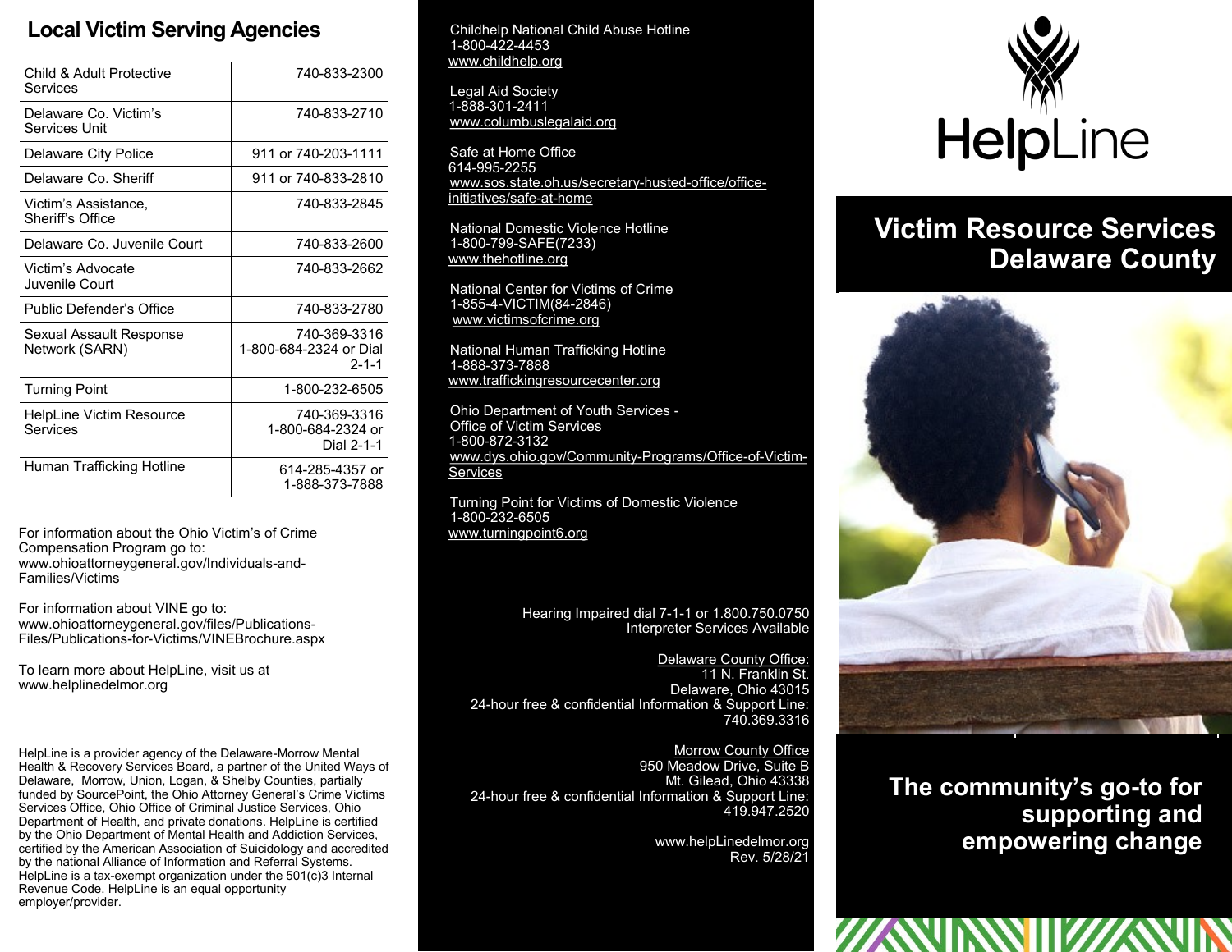## Local Victim Serving Agencies

| Agency | Phone |
|---|---|
| Child & Adult Protective Services | 740-833-2300 |
| Delaware Co. Victim's Services Unit | 740-833-2710 |
| Delaware City Police | 911 or 740-203-1111 |
| Delaware Co. Sheriff | 911 or 740-833-2810 |
| Victim's Assistance, Sheriff's Office | 740-833-2845 |
| Delaware Co. Juvenile Court | 740-833-2600 |
| Victim's Advocate Juvenile Court | 740-833-2662 |
| Public Defender's Office | 740-833-2780 |
| Sexual Assault Response Network (SARN) | 740-369-3316 1-800-684-2324 or Dial 2-1-1 |
| Turning Point | 1-800-232-6505 |
| HelpLine Victim Resource Services | 740-369-3316 1-800-684-2324 or Dial 2-1-1 |
| Human Trafficking Hotline | 614-285-4357 or 1-888-373-7888 |

For information about the Ohio Victim's of Crime Compensation Program go to: www.ohioattorneygeneral.gov/Individuals-and-Families/Victims

For information about VINE go to: www.ohioattorneygeneral.gov/files/Publications-Files/Publications-for-Victims/VINEBrochure.aspx

To learn more about HelpLine, visit us at www.helplinedelmor.org

HelpLine is a provider agency of the Delaware-Morrow Mental Health & Recovery Services Board, a partner of the United Ways of Delaware, Morrow, Union, Logan, & Shelby Counties, partially funded by SourcePoint, the Ohio Attorney General's Crime Victims Services Office, Ohio Office of Criminal Justice Services, Ohio Department of Health, and private donations. HelpLine is certified by the Ohio Department of Mental Health and Addiction Services, certified by the American Association of Suicidology and accredited by the national Alliance of Information and Referral Systems. HelpLine is a tax-exempt organization under the 501(c)3 Internal Revenue Code. HelpLine is an equal opportunity employer/provider.

Childhelp National Child Abuse Hotline
1-800-422-4453
www.childhelp.org

Legal Aid Society
1-888-301-2411
www.columbuslegalaid.org

Safe at Home Office
614-995-2255
www.sos.state.oh.us/secretary-husted-office/office-initiatives/safe-at-home

National Domestic Violence Hotline
1-800-799-SAFE(7233)
www.thehotline.org

National Center for Victims of Crime
1-855-4-VICTIM(84-2846)
www.victimsofcrime.org

National Human Trafficking Hotline
1-888-373-7888
www.traffickingresourcecenter.org

Ohio Department of Youth Services - Office of Victim Services
1-800-872-3132
www.dys.ohio.gov/Community-Programs/Office-of-Victim-Services

Turning Point for Victims of Domestic Violence
1-800-232-6505
www.turningpoint6.org

Hearing Impaired dial 7-1-1 or 1.800.750.0750
Interpreter Services Available

Delaware County Office:
11 N. Franklin St.
Delaware, Ohio 43015
24-hour free & confidential Information & Support Line:
740.369.3316

Morrow County Office
950 Meadow Drive, Suite B
Mt. Gilead, Ohio 43338
24-hour free & confidential Information & Support Line:
419.947.2520

www.helpLinedelmor.org
Rev. 5/28/21

HelpLine

# Victim Resource Services Delaware County

## The community's go-to for supporting and empowering change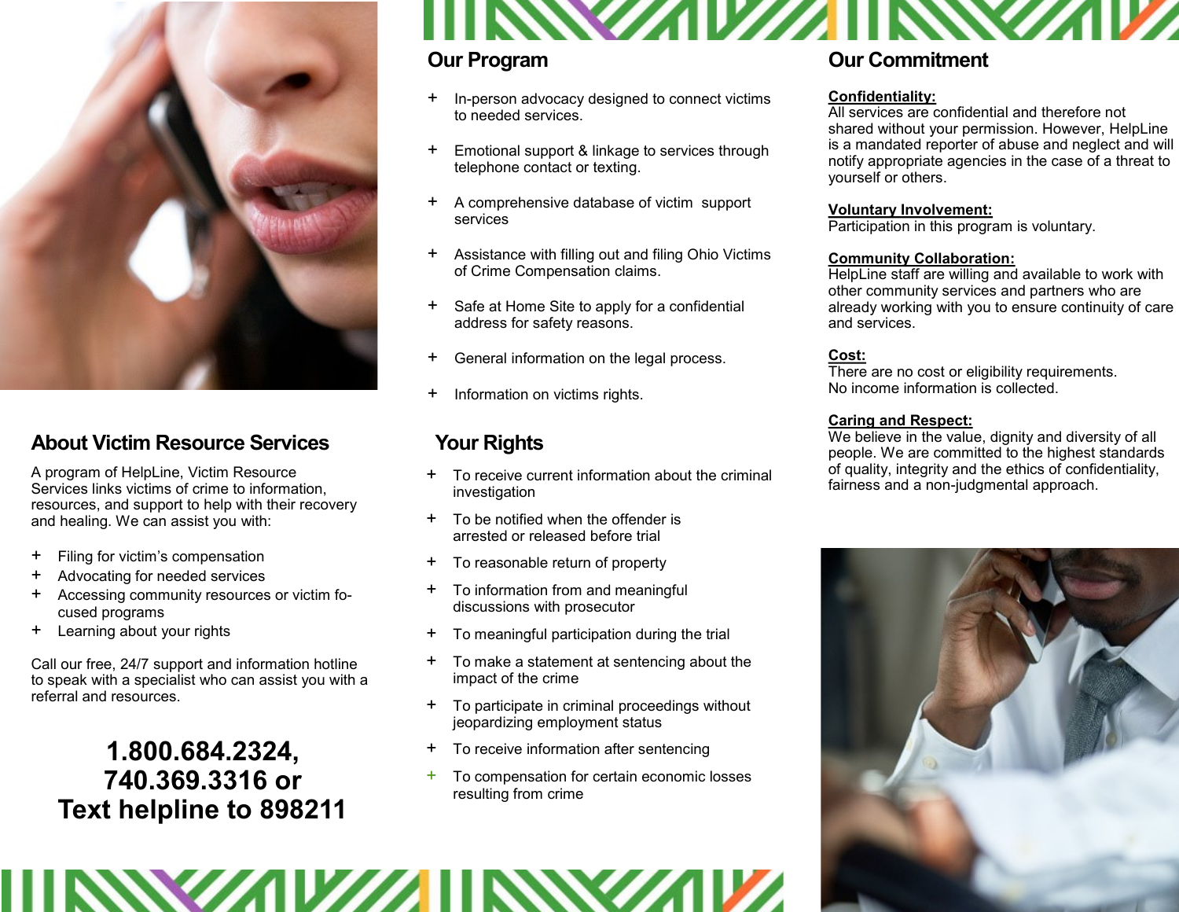## About Victim Resource Services

A program of HelpLine, Victim Resource Services links victims of crime to information, resources, and support to help with their recovery and healing. We can assist you with:

- Filing for victim's compensation
- Advocating for needed services
- Accessing community resources or victim focused programs
- Learning about your rights

Call our free, 24/7 support and information hotline to speak with a specialist who can assist you with a referral and resources.

**1.800.684.2324,**
**740.369.3316 or**
**Text helpline to 898211**

## Our Program

- In-person advocacy designed to connect victims to needed services.
- Emotional support & linkage to services through telephone contact or texting.
- A comprehensive database of victim support services
- Assistance with filling out and filing Ohio Victims of Crime Compensation claims.
- Safe at Home Site to apply for a confidential address for safety reasons.
- General information on the legal process.
- Information on victims rights.

## Your Rights

- To receive current information about the criminal investigation
- To be notified when the offender is arrested or released before trial
- To reasonable return of property
- To information from and meaningful discussions with prosecutor
- To meaningful participation during the trial
- To make a statement at sentencing about the impact of the crime
- To participate in criminal proceedings without jeopardizing employment status
- To receive information after sentencing
- To compensation for certain economic losses resulting from crime

## Our Commitment

**Confidentiality:**
All services are confidential and therefore not shared without your permission. However, HelpLine is a mandated reporter of abuse and neglect and will notify appropriate agencies in the case of a threat to yourself or others.

**Voluntary Involvement:**
Participation in this program is voluntary.

**Community Collaboration:**
HelpLine staff are willing and available to work with other community services and partners who are already working with you to ensure continuity of care and services.

**Cost:**
There are no cost or eligibility requirements.
No income information is collected.

**Caring and Respect:**
We believe in the value, dignity and diversity of all people. We are committed to the highest standards of quality, integrity and the ethics of confidentiality, fairness and a non-judgmental approach.